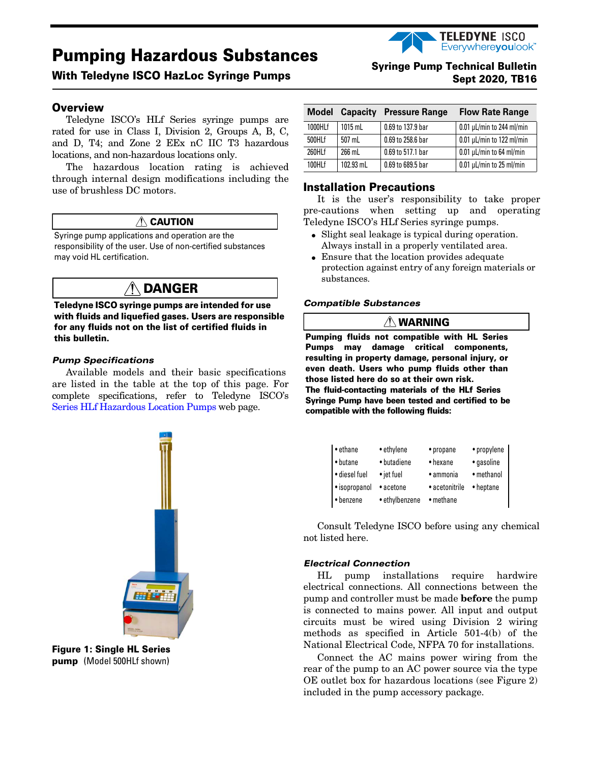# Pumping Hazardous Substances

## With Teledyne ISCO HazLoc Syringe Pumps

**Syringe Pump Technical Bulletin**
**Sept 2020, TB16**

## Overview

Teledyne ISCO's HLf Series syringe pumps are rated for use in Class I, Division 2, Groups A, B, C, and D, T4; and Zone 2 EEx nC IIC T3 hazardous locations, and non-hazardous locations only.

The hazardous location rating is achieved through internal design modifications including the use of brushless DC motors.

> ⚠ **CAUTION**
>
> Syringe pump applications and operation are the responsibility of the user. Use of non-certified substances may void HL certification.

> ⚠ **DANGER**
>
> **Teledyne ISCO syringe pumps are intended for use with fluids and liquefied gases. Users are responsible for any fluids not on the list of certified fluids in this bulletin.**

### *Pump Specifications*

Available models and their basic specifications are listed in the table at the top of this page. For complete specifications, refer to Teledyne ISCO's Series HLf Hazardous Location Pumps web page.

**Figure 1: Single HL Series pump** (Model 500HLf shown)

| Model | Capacity | Pressure Range | Flow Rate Range |
|---|---|---|---|
| 1000HLf | 1015 mL | 0.69 to 137.9 bar | 0.01 µL/min to 244 ml/min |
| 500HLf | 507 mL | 0.69 to 258.6 bar | 0.01 µL/min to 122 ml/min |
| 260HLf | 266 mL | 0.69 to 517.1 bar | 0.01 µL/min to 64 ml/min |
| 100HLf | 102.93 mL | 0.69 to 689.5 bar | 0.01 µL/min to 25 ml/min |

## Installation Precautions

It is the user's responsibility to take proper pre-cautions when setting up and operating Teledyne ISCO's HLf Series syringe pumps.

- Slight seal leakage is typical during operation. Always install in a properly ventilated area.
- Ensure that the location provides adequate protection against entry of any foreign materials or substances.

### *Compatible Substances*

> ⚠ **WARNING**
>
> **Pumping fluids not compatible with HL Series Pumps may damage critical components, resulting in property damage, personal injury, or even death. Users who pump fluids other than those listed here do so at their own risk.**
>
> **The fluid-contacting materials of the HLf Series Syringe Pump have been tested and certified to be compatible with the following fluids:**

| | | | |
|---|---|---|---|
| • ethane | • ethylene | • propane | • propylene |
| • butane | • butadiene | • hexane | • gasoline |
| • diesel fuel | • jet fuel | • ammonia | • methanol |
| • isopropanol | • acetone | • acetonitrile | • heptane |
| • benzene | • ethylbenzene | • methane | |

Consult Teledyne ISCO before using any chemical not listed here.

### *Electrical Connection*

HL pump installations require hardwire electrical connections. All connections between the pump and controller must be made **before** the pump is connected to mains power. All input and output circuits must be wired using Division 2 wiring methods as specified in Article 501-4(b) of the National Electrical Code, NFPA 70 for installations.

Connect the AC mains power wiring from the rear of the pump to an AC power source via the type OE outlet box for hazardous locations (see Figure 2) included in the pump accessory package.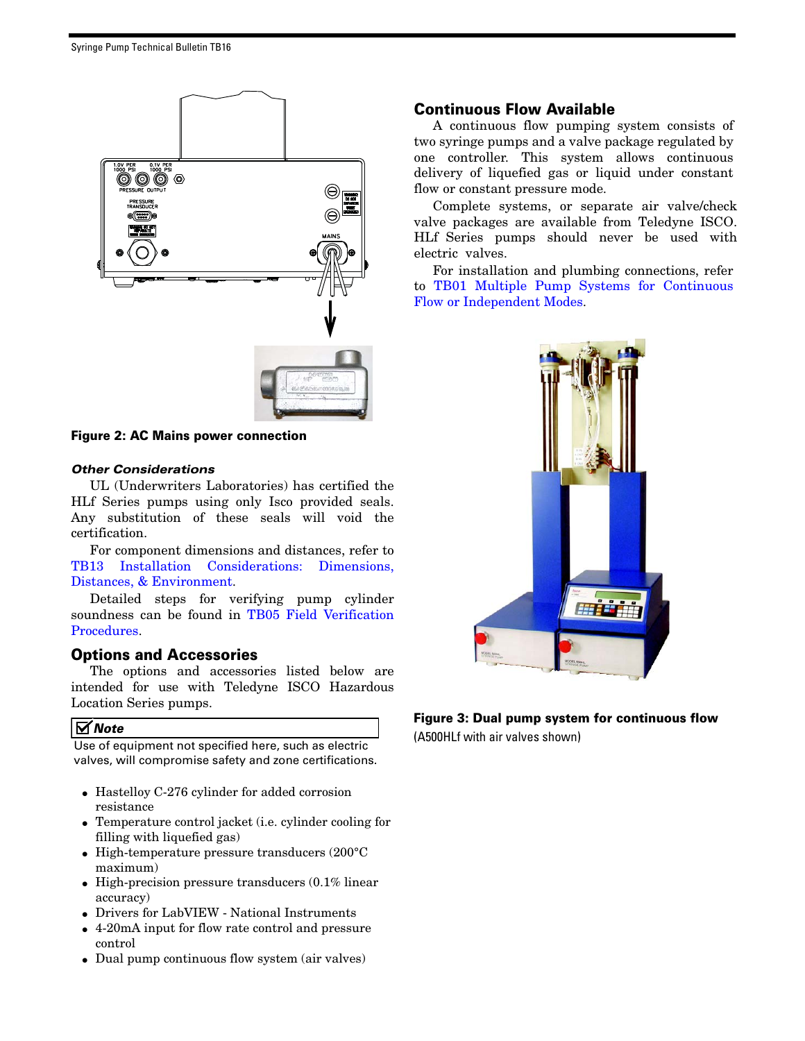**Figure 2: AC Mains power connection**

### *Other Considerations*

UL (Underwriters Laboratories) has certified the HLf Series pumps using only Isco provided seals. Any substitution of these seals will void the certification.

For component dimensions and distances, refer to TB13 Installation Considerations: Dimensions, Distances, & Environment.

Detailed steps for verifying pump cylinder soundness can be found in TB05 Field Verification Procedures.

## Options and Accessories

The options and accessories listed below are intended for use with Teledyne ISCO Hazardous Location Series pumps.

> ☑ ***Note***
>
> Use of equipment not specified here, such as electric valves, will compromise safety and zone certifications.

- Hastelloy C-276 cylinder for added corrosion resistance
- Temperature control jacket (i.e. cylinder cooling for filling with liquefied gas)
- High-temperature pressure transducers (200°C maximum)
- High-precision pressure transducers (0.1% linear accuracy)
- Drivers for LabVIEW - National Instruments
- 4-20mA input for flow rate control and pressure control
- Dual pump continuous flow system (air valves)

## Continuous Flow Available

A continuous flow pumping system consists of two syringe pumps and a valve package regulated by one controller. This system allows continuous delivery of liquefied gas or liquid under constant flow or constant pressure mode.

Complete systems, or separate air valve/check valve packages are available from Teledyne ISCO. HLf Series pumps should never be used with electric valves.

For installation and plumbing connections, refer to TB01 Multiple Pump Systems for Continuous Flow or Independent Modes.

**Figure 3: Dual pump system for continuous flow**

(A500HLf with air valves shown)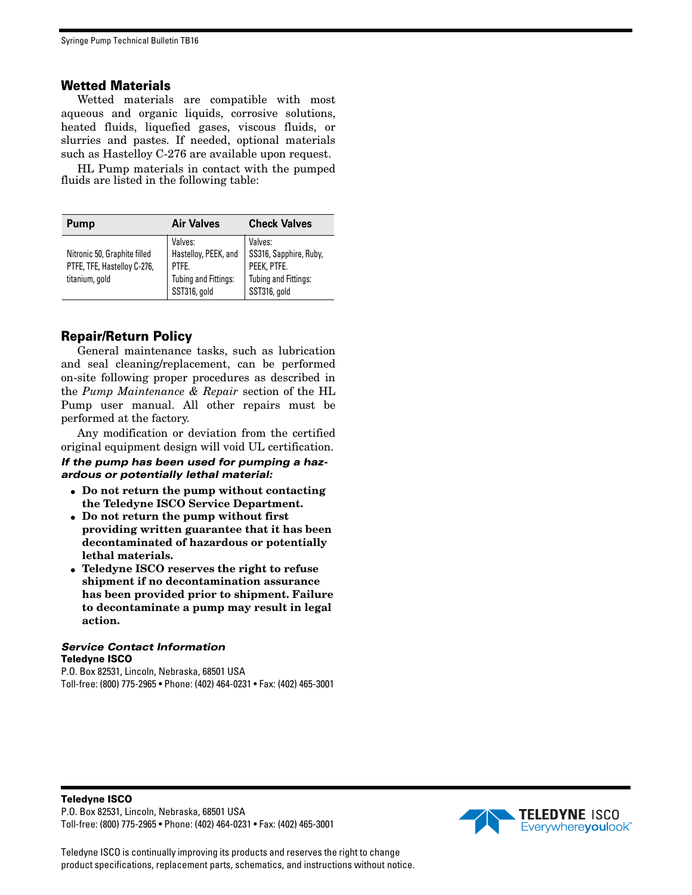## Wetted Materials

Wetted materials are compatible with most aqueous and organic liquids, corrosive solutions, heated fluids, liquefied gases, viscous fluids, or slurries and pastes. If needed, optional materials such as Hastelloy C-276 are available upon request.

HL Pump materials in contact with the pumped fluids are listed in the following table:

| Pump | Air Valves | Check Valves |
|---|---|---|
| Nitronic 50, Graphite filled PTFE, TFE, Hastelloy C-276, titanium, gold | Valves: Hastelloy, PEEK, and PTFE. Tubing and Fittings: SST316, gold | Valves: SS316, Sapphire, Ruby, PEEK, PTFE. Tubing and Fittings: SST316, gold |

## Repair/Return Policy

General maintenance tasks, such as lubrication and seal cleaning/replacement, can be performed on-site following proper procedures as described in the *Pump Maintenance & Repair* section of the HL Pump user manual. All other repairs must be performed at the factory.

Any modification or deviation from the certified original equipment design will void UL certification.

***If the pump has been used for pumping a hazardous or potentially lethal material:***

- **Do not return the pump without contacting the Teledyne ISCO Service Department.**
- **Do not return the pump without first providing written guarantee that it has been decontaminated of hazardous or potentially lethal materials.**
- **Teledyne ISCO reserves the right to refuse shipment if no decontamination assurance has been provided prior to shipment. Failure to decontaminate a pump may result in legal action.**

***Service Contact Information***

**Teledyne ISCO**

P.O. Box 82531, Lincoln, Nebraska, 68501 USA

Toll-free: (800) 775-2965 • Phone: (402) 464-0231 • Fax: (402) 465-3001

**Teledyne ISCO**

P.O. Box 82531, Lincoln, Nebraska, 68501 USA

Toll-free: (800) 775-2965 • Phone: (402) 464-0231 • Fax: (402) 465-3001

TELEDYNE ISCO Everywhereyoulook™

Teledyne ISCO is continually improving its products and reserves the right to change product specifications, replacement parts, schematics, and instructions without notice.